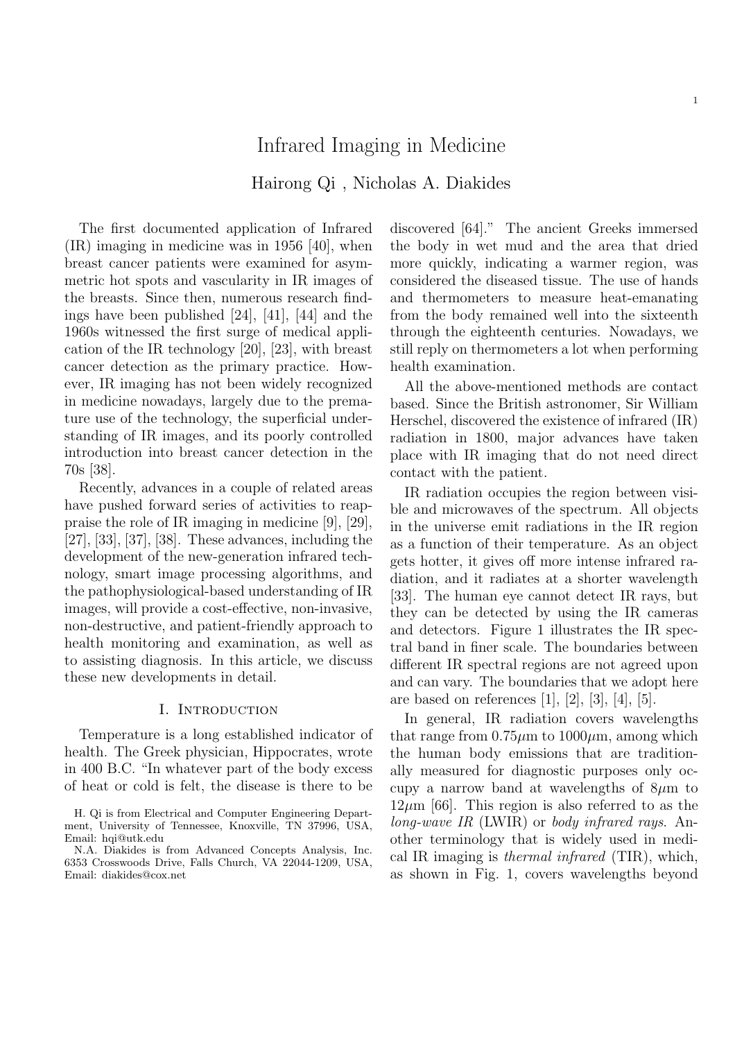# Infrared Imaging in Medicine

Hairong Qi , Nicholas A. Diakides

The first documented application of Infrared (IR) imaging in medicine was in 1956 [40], when breast cancer patients were examined for asymmetric hot spots and vascularity in IR images of the breasts. Since then, numerous research findings have been published [24], [41], [44] and the 1960s witnessed the first surge of medical application of the IR technology [20], [23], with breast cancer detection as the primary practice. However, IR imaging has not been widely recognized in medicine nowadays, largely due to the premature use of the technology, the superficial understanding of IR images, and its poorly controlled introduction into breast cancer detection in the 70s [38].

Recently, advances in a couple of related areas have pushed forward series of activities to reappraise the role of IR imaging in medicine [9], [29], [27], [33], [37], [38]. These advances, including the development of the new-generation infrared technology, smart image processing algorithms, and the pathophysiological-based understanding of IR images, will provide a cost-effective, non-invasive, non-destructive, and patient-friendly approach to health monitoring and examination, as well as to assisting diagnosis. In this article, we discuss these new developments in detail.

## I. Introduction

Temperature is a long established indicator of health. The Greek physician, Hippocrates, wrote in 400 B.C. "In whatever part of the body excess of heat or cold is felt, the disease is there to be discovered [64]." The ancient Greeks immersed the body in wet mud and the area that dried more quickly, indicating a warmer region, was considered the diseased tissue. The use of hands and thermometers to measure heat-emanating from the body remained well into the sixteenth through the eighteenth centuries. Nowadays, we still reply on thermometers a lot when performing health examination.

All the above-mentioned methods are contact based. Since the British astronomer, Sir William Herschel, discovered the existence of infrared (IR) radiation in 1800, major advances have taken place with IR imaging that do not need direct contact with the patient.

IR radiation occupies the region between visible and microwaves of the spectrum. All objects in the universe emit radiations in the IR region as a function of their temperature. As an object gets hotter, it gives off more intense infrared radiation, and it radiates at a shorter wavelength [33]. The human eye cannot detect IR rays, but they can be detected by using the IR cameras and detectors. Figure 1 illustrates the IR spectral band in finer scale. The boundaries between different IR spectral regions are not agreed upon and can vary. The boundaries that we adopt here are based on references [1], [2], [3], [4], [5].

In general, IR radiation covers wavelengths that range from $0.75\mu$m to $1000\mu$m, among which the human body emissions that are traditionally measured for diagnostic purposes only occupy a narrow band at wavelengths of $8\mu$m to $12\mu$m [66]. This region is also referred to as the *long-wave IR* (LWIR) or *body infrared rays*. Another terminology that is widely used in medical IR imaging is *thermal infrared* (TIR), which, as shown in Fig. 1, covers wavelengths beyond

H. Qi is from Electrical and Computer Engineering Department, University of Tennessee, Knoxville, TN 37996, USA, Email: hqi@utk.edu

N.A. Diakides is from Advanced Concepts Analysis, Inc. 6353 Crosswoods Drive, Falls Church, VA 22044-1209, USA, Email: diakides@cox.net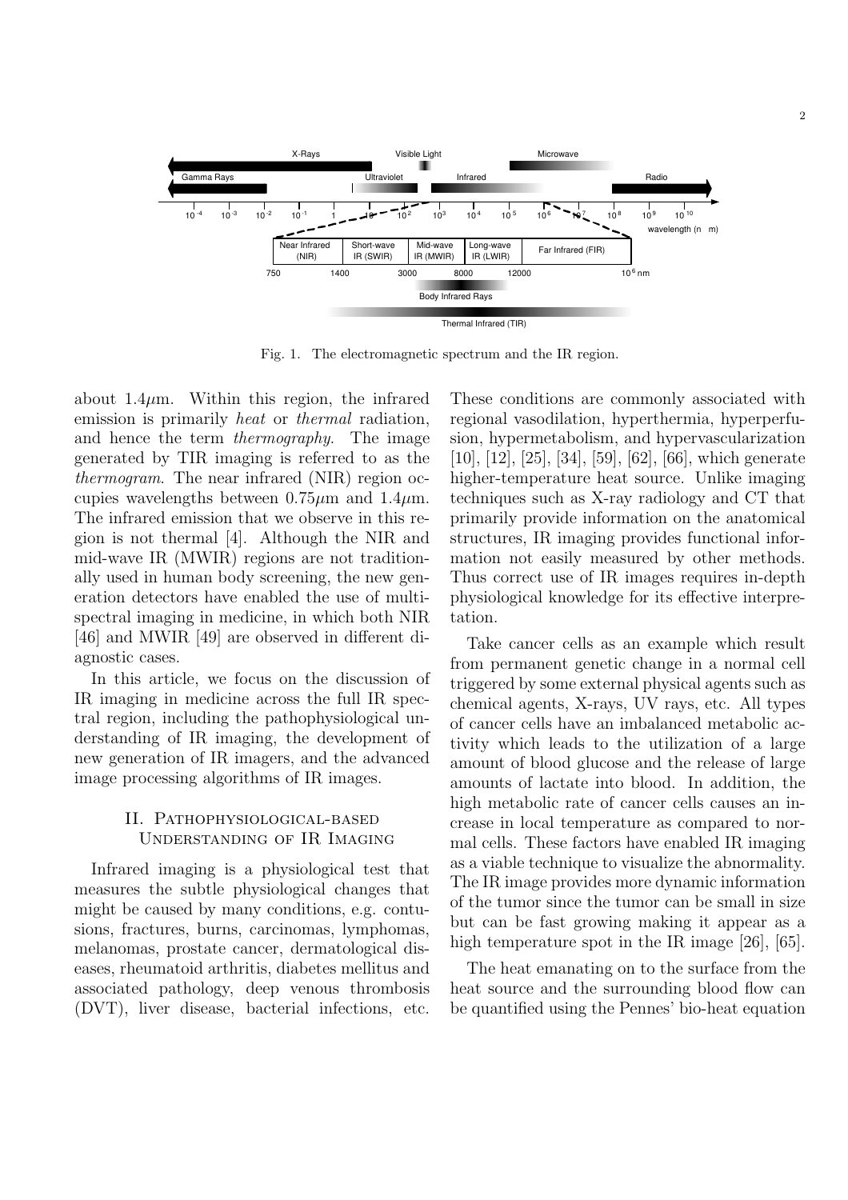Fig. 1. The electromagnetic spectrum and the IR region.

about $1.4\mu$m. Within this region, the infrared emission is primarily *heat* or *thermal* radiation, and hence the term *thermography*. The image generated by TIR imaging is referred to as the *thermogram*. The near infrared (NIR) region occupies wavelengths between $0.75\mu$m and $1.4\mu$m. The infrared emission that we observe in this region is not thermal [4]. Although the NIR and mid-wave IR (MWIR) regions are not traditionally used in human body screening, the new generation detectors have enabled the use of multispectral imaging in medicine, in which both NIR [46] and MWIR [49] are observed in different diagnostic cases.

In this article, we focus on the discussion of IR imaging in medicine across the full IR spectral region, including the pathophysiological understanding of IR imaging, the development of new generation of IR imagers, and the advanced image processing algorithms of IR images.

## II. Pathophysiological-based Understanding of IR Imaging

Infrared imaging is a physiological test that measures the subtle physiological changes that might be caused by many conditions, e.g. contusions, fractures, burns, carcinomas, lymphomas, melanomas, prostate cancer, dermatological diseases, rheumatoid arthritis, diabetes mellitus and associated pathology, deep venous thrombosis (DVT), liver disease, bacterial infections, etc. These conditions are commonly associated with regional vasodilation, hyperthermia, hyperperfusion, hypermetabolism, and hypervascularization [10], [12], [25], [34], [59], [62], [66], which generate higher-temperature heat source. Unlike imaging techniques such as X-ray radiology and CT that primarily provide information on the anatomical structures, IR imaging provides functional information not easily measured by other methods. Thus correct use of IR images requires in-depth physiological knowledge for its effective interpretation.

Take cancer cells as an example which result from permanent genetic change in a normal cell triggered by some external physical agents such as chemical agents, X-rays, UV rays, etc. All types of cancer cells have an imbalanced metabolic activity which leads to the utilization of a large amount of blood glucose and the release of large amounts of lactate into blood. In addition, the high metabolic rate of cancer cells causes an increase in local temperature as compared to normal cells. These factors have enabled IR imaging as a viable technique to visualize the abnormality. The IR image provides more dynamic information of the tumor since the tumor can be small in size but can be fast growing making it appear as a high temperature spot in the IR image [26], [65].

The heat emanating on to the surface from the heat source and the surrounding blood flow can be quantified using the Pennes' bio-heat equation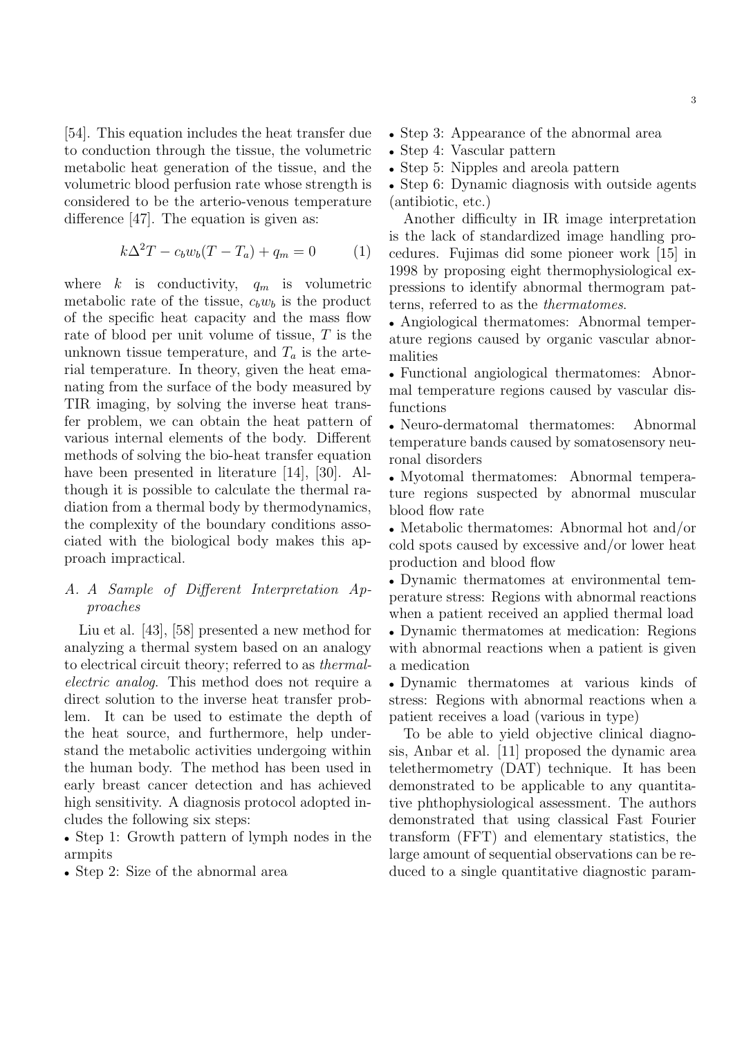[54]. This equation includes the heat transfer due to conduction through the tissue, the volumetric metabolic heat generation of the tissue, and the volumetric blood perfusion rate whose strength is considered to be the arterio-venous temperature difference [47]. The equation is given as:

$$k\Delta^2 T - c_b w_b (T - T_a) + q_m = 0 \qquad (1)$$

where $k$ is conductivity, $q_m$ is volumetric metabolic rate of the tissue, $c_b w_b$ is the product of the specific heat capacity and the mass flow rate of blood per unit volume of tissue, $T$ is the unknown tissue temperature, and $T_a$ is the arterial temperature. In theory, given the heat emanating from the surface of the body measured by TIR imaging, by solving the inverse heat transfer problem, we can obtain the heat pattern of various internal elements of the body. Different methods of solving the bio-heat transfer equation have been presented in literature [14], [30]. Although it is possible to calculate the thermal radiation from a thermal body by thermodynamics, the complexity of the boundary conditions associated with the biological body makes this approach impractical.

### *A. A Sample of Different Interpretation Approaches*

Liu et al. [43], [58] presented a new method for analyzing a thermal system based on an analogy to electrical circuit theory; referred to as *thermal-electric analog*. This method does not require a direct solution to the inverse heat transfer problem. It can be used to estimate the depth of the heat source, and furthermore, help understand the metabolic activities undergoing within the human body. The method has been used in early breast cancer detection and has achieved high sensitivity. A diagnosis protocol adopted includes the following six steps:

- Step 1: Growth pattern of lymph nodes in the armpits
- Step 2: Size of the abnormal area
- Step 3: Appearance of the abnormal area
- Step 4: Vascular pattern
- Step 5: Nipples and areola pattern
- Step 6: Dynamic diagnosis with outside agents (antibiotic, etc.)

Another difficulty in IR image interpretation is the lack of standardized image handling procedures. Fujimas did some pioneer work [15] in 1998 by proposing eight thermophysiological expressions to identify abnormal thermogram patterns, referred to as the *thermatomes*.

- Angiological thermatomes: Abnormal temperature regions caused by organic vascular abnormalities
- Functional angiological thermatomes: Abnormal temperature regions caused by vascular disfunctions
- Neuro-dermatomal thermatomes: Abnormal temperature bands caused by somatosensory neuronal disorders
- Myotomal thermatomes: Abnormal temperature regions suspected by abnormal muscular blood flow rate
- Metabolic thermatomes: Abnormal hot and/or cold spots caused by excessive and/or lower heat production and blood flow
- Dynamic thermatomes at environmental temperature stress: Regions with abnormal reactions when a patient received an applied thermal load
- Dynamic thermatomes at medication: Regions with abnormal reactions when a patient is given a medication
- Dynamic thermatomes at various kinds of stress: Regions with abnormal reactions when a patient receives a load (various in type)

To be able to yield objective clinical diagnosis, Anbar et al. [11] proposed the dynamic area telethermometry (DAT) technique. It has been demonstrated to be applicable to any quantitative phthophysiological assessment. The authors demonstrated that using classical Fast Fourier transform (FFT) and elementary statistics, the large amount of sequential observations can be reduced to a single quantitative diagnostic param-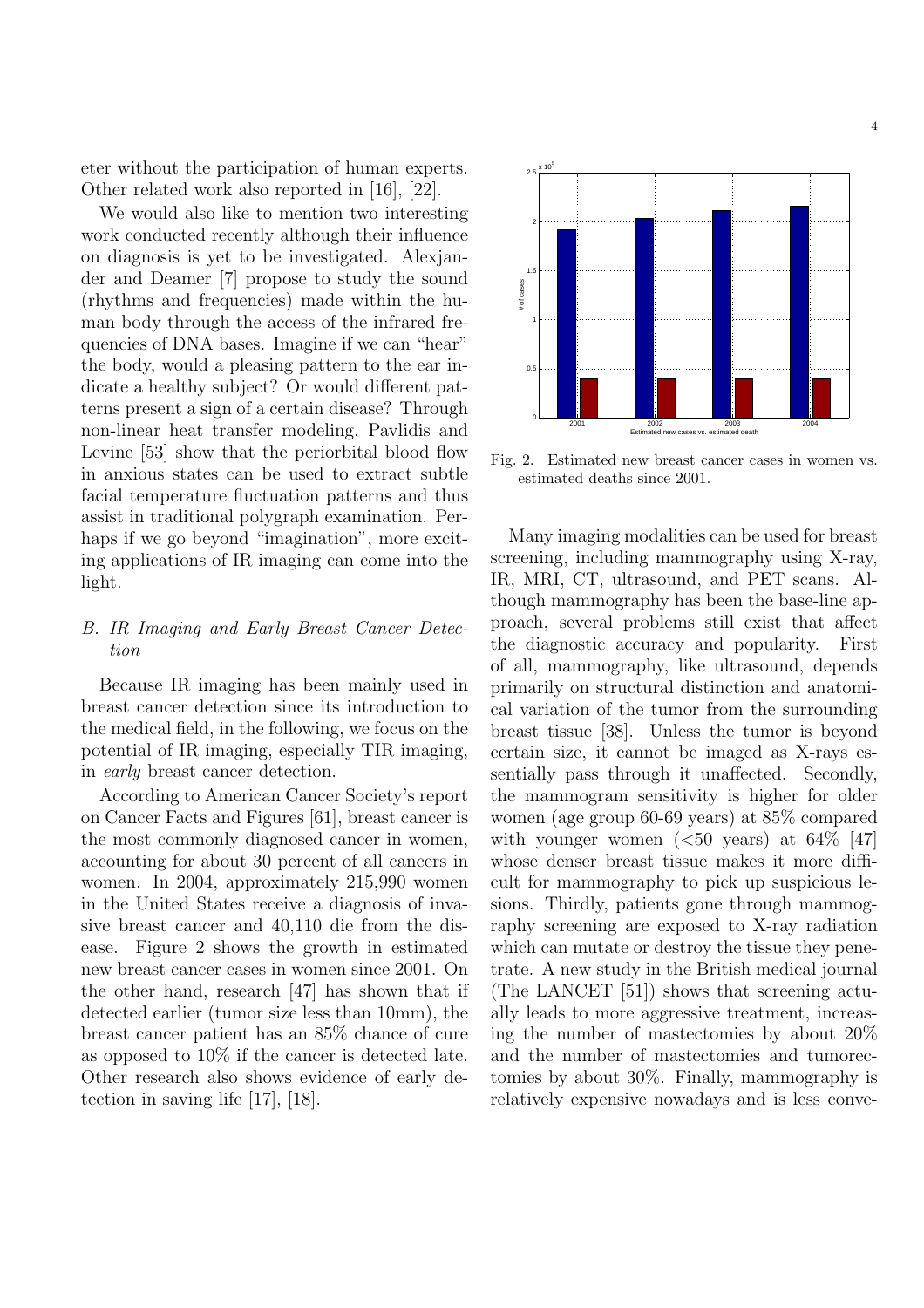eter without the participation of human experts. Other related work also reported in [16], [22].

We would also like to mention two interesting work conducted recently although their influence on diagnosis is yet to be investigated. Alexjander and Deamer [7] propose to study the sound (rhythms and frequencies) made within the human body through the access of the infrared frequencies of DNA bases. Imagine if we can "hear" the body, would a pleasing pattern to the ear indicate a healthy subject? Or would different patterns present a sign of a certain disease? Through non-linear heat transfer modeling, Pavlidis and Levine [53] show that the periorbital blood flow in anxious states can be used to extract subtle facial temperature fluctuation patterns and thus assist in traditional polygraph examination. Perhaps if we go beyond "imagination", more exciting applications of IR imaging can come into the light.

### B. *IR Imaging and Early Breast Cancer Detection*

Because IR imaging has been mainly used in breast cancer detection since its introduction to the medical field, in the following, we focus on the potential of IR imaging, especially TIR imaging, in *early* breast cancer detection.

According to American Cancer Society's report on Cancer Facts and Figures [61], breast cancer is the most commonly diagnosed cancer in women, accounting for about 30 percent of all cancers in women. In 2004, approximately 215,990 women in the United States receive a diagnosis of invasive breast cancer and 40,110 die from the disease. Figure 2 shows the growth in estimated new breast cancer cases in women since 2001. On the other hand, research [47] has shown that if detected earlier (tumor size less than 10mm), the breast cancer patient has an 85% chance of cure as opposed to 10% if the cancer is detected late. Other research also shows evidence of early detection in saving life [17], [18].

Fig. 2. Estimated new breast cancer cases in women vs. estimated deaths since 2001.

Many imaging modalities can be used for breast screening, including mammography using X-ray, IR, MRI, CT, ultrasound, and PET scans. Although mammography has been the base-line approach, several problems still exist that affect the diagnostic accuracy and popularity. First of all, mammography, like ultrasound, depends primarily on structural distinction and anatomical variation of the tumor from the surrounding breast tissue [38]. Unless the tumor is beyond certain size, it cannot be imaged as X-rays essentially pass through it unaffected. Secondly, the mammogram sensitivity is higher for older women (age group 60-69 years) at 85% compared with younger women (<50 years) at 64% [47] whose denser breast tissue makes it more difficult for mammography to pick up suspicious lesions. Thirdly, patients gone through mammography screening are exposed to X-ray radiation which can mutate or destroy the tissue they penetrate. A new study in the British medical journal (The LANCET [51]) shows that screening actually leads to more aggressive treatment, increasing the number of mastectomies by about 20% and the number of mastectomies and tumorectomies by about 30%. Finally, mammography is relatively expensive nowadays and is less conve-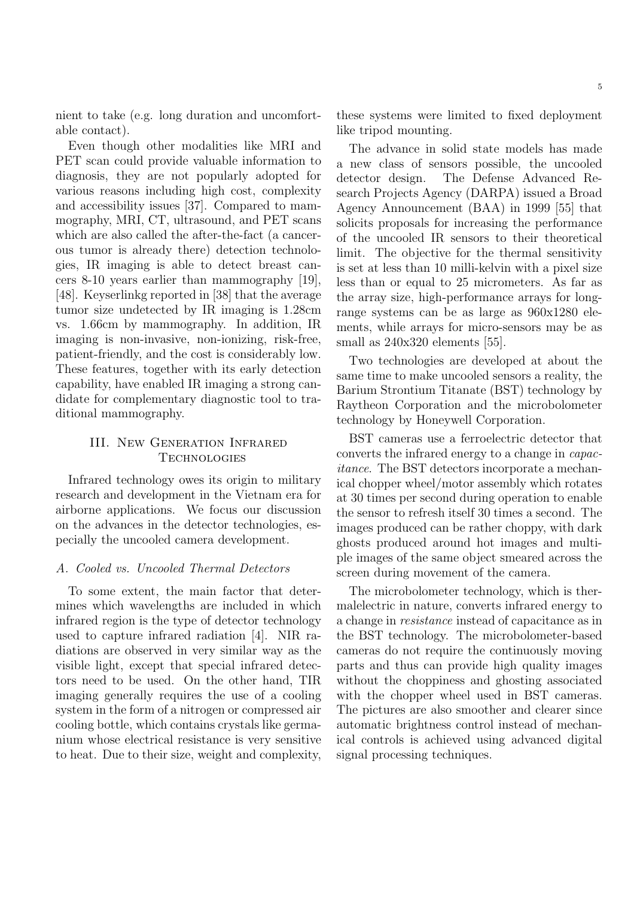nient to take (e.g. long duration and uncomfortable contact).

Even though other modalities like MRI and PET scan could provide valuable information to diagnosis, they are not popularly adopted for various reasons including high cost, complexity and accessibility issues [37]. Compared to mammography, MRI, CT, ultrasound, and PET scans which are also called the after-the-fact (a cancerous tumor is already there) detection technologies, IR imaging is able to detect breast cancers 8-10 years earlier than mammography [19], [48]. Keyserlinkg reported in [38] that the average tumor size undetected by IR imaging is 1.28cm vs. 1.66cm by mammography. In addition, IR imaging is non-invasive, non-ionizing, risk-free, patient-friendly, and the cost is considerably low. These features, together with its early detection capability, have enabled IR imaging a strong candidate for complementary diagnostic tool to traditional mammography.

## III. New Generation Infrared Technologies

Infrared technology owes its origin to military research and development in the Vietnam era for airborne applications. We focus our discussion on the advances in the detector technologies, especially the uncooled camera development.

### A. Cooled vs. Uncooled Thermal Detectors

To some extent, the main factor that determines which wavelengths are included in which infrared region is the type of detector technology used to capture infrared radiation [4]. NIR radiations are observed in very similar way as the visible light, except that special infrared detectors need to be used. On the other hand, TIR imaging generally requires the use of a cooling system in the form of a nitrogen or compressed air cooling bottle, which contains crystals like germanium whose electrical resistance is very sensitive to heat. Due to their size, weight and complexity, these systems were limited to fixed deployment like tripod mounting.

The advance in solid state models has made a new class of sensors possible, the uncooled detector design. The Defense Advanced Research Projects Agency (DARPA) issued a Broad Agency Announcement (BAA) in 1999 [55] that solicits proposals for increasing the performance of the uncooled IR sensors to their theoretical limit. The objective for the thermal sensitivity is set at less than 10 milli-kelvin with a pixel size less than or equal to 25 micrometers. As far as the array size, high-performance arrays for long-range systems can be as large as 960x1280 elements, while arrays for micro-sensors may be as small as 240x320 elements [55].

Two technologies are developed at about the same time to make uncooled sensors a reality, the Barium Strontium Titanate (BST) technology by Raytheon Corporation and the microbolometer technology by Honeywell Corporation.

BST cameras use a ferroelectric detector that converts the infrared energy to a change in *capacitance*. The BST detectors incorporate a mechanical chopper wheel/motor assembly which rotates at 30 times per second during operation to enable the sensor to refresh itself 30 times a second. The images produced can be rather choppy, with dark ghosts produced around hot images and multiple images of the same object smeared across the screen during movement of the camera.

The microbolometer technology, which is thermalelectric in nature, converts infrared energy to a change in *resistance* instead of capacitance as in the BST technology. The microbolometer-based cameras do not require the continuously moving parts and thus can provide high quality images without the choppiness and ghosting associated with the chopper wheel used in BST cameras. The pictures are also smoother and clearer since automatic brightness control instead of mechanical controls is achieved using advanced digital signal processing techniques.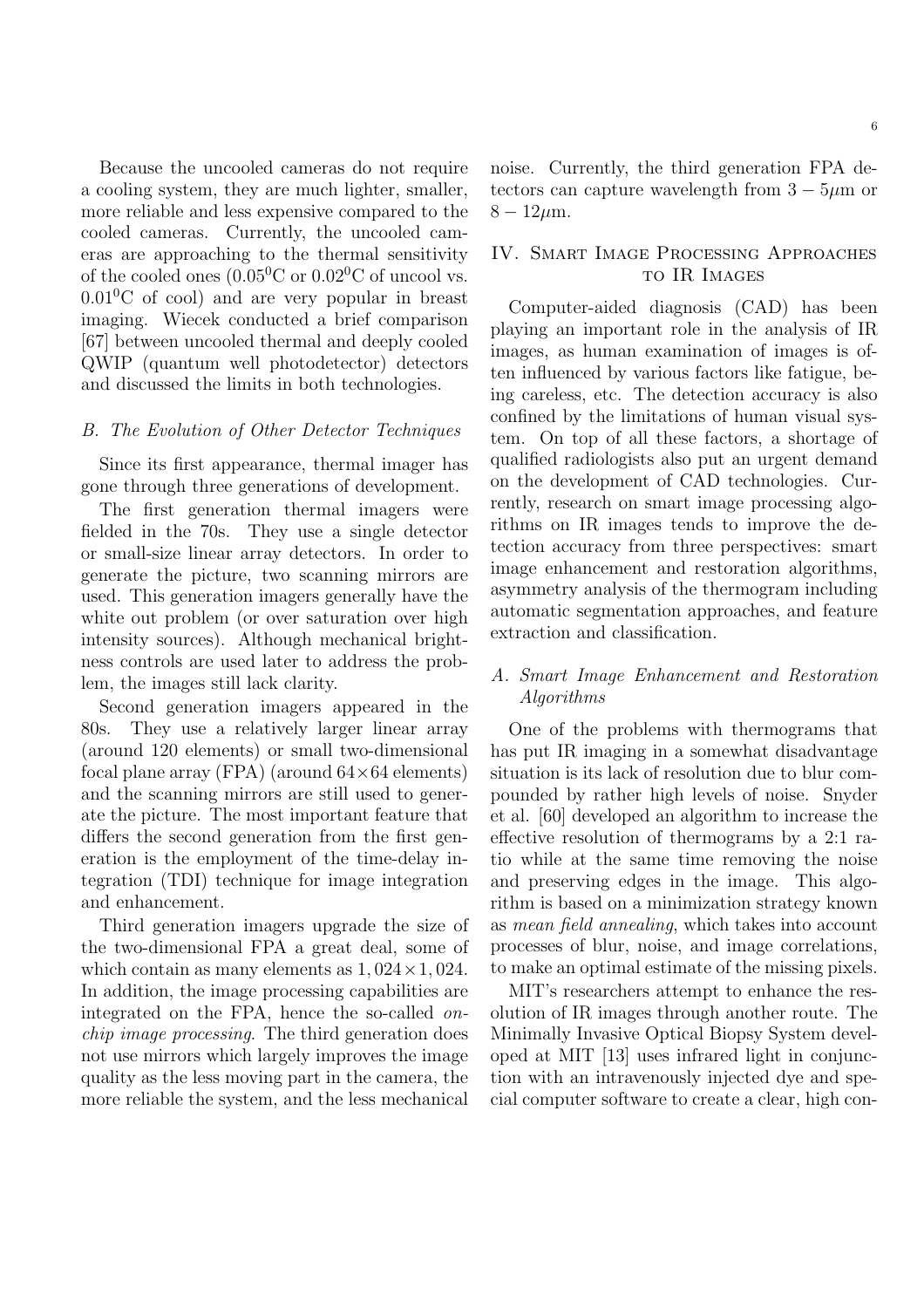Because the uncooled cameras do not require a cooling system, they are much lighter, smaller, more reliable and less expensive compared to the cooled cameras. Currently, the uncooled cameras are approaching to the thermal sensitivity of the cooled ones ($0.05^0$C or $0.02^0$C of uncool vs. $0.01^0$C of cool) and are very popular in breast imaging. Wiecek conducted a brief comparison [67] between uncooled thermal and deeply cooled QWIP (quantum well photodetector) detectors and discussed the limits in both technologies.

### B. The Evolution of Other Detector Techniques

Since its first appearance, thermal imager has gone through three generations of development.

The first generation thermal imagers were fielded in the 70s. They use a single detector or small-size linear array detectors. In order to generate the picture, two scanning mirrors are used. This generation imagers generally have the white out problem (or over saturation over high intensity sources). Although mechanical brightness controls are used later to address the problem, the images still lack clarity.

Second generation imagers appeared in the 80s. They use a relatively larger linear array (around 120 elements) or small two-dimensional focal plane array (FPA) (around $64 \times 64$ elements) and the scanning mirrors are still used to generate the picture. The most important feature that differs the second generation from the first generation is the employment of the time-delay integration (TDI) technique for image integration and enhancement.

Third generation imagers upgrade the size of the two-dimensional FPA a great deal, some of which contain as many elements as $1,024 \times 1,024$. In addition, the image processing capabilities are integrated on the FPA, hence the so-called *on-chip image processing*. The third generation does not use mirrors which largely improves the image quality as the less moving part in the camera, the more reliable the system, and the less mechanical noise. Currently, the third generation FPA detectors can capture wavelength from $3-5\mu$m or $8-12\mu$m.

## IV. Smart Image Processing Approaches to IR Images

Computer-aided diagnosis (CAD) has been playing an important role in the analysis of IR images, as human examination of images is often influenced by various factors like fatigue, being careless, etc. The detection accuracy is also confined by the limitations of human visual system. On top of all these factors, a shortage of qualified radiologists also put an urgent demand on the development of CAD technologies. Currently, research on smart image processing algorithms on IR images tends to improve the detection accuracy from three perspectives: smart image enhancement and restoration algorithms, asymmetry analysis of the thermogram including automatic segmentation approaches, and feature extraction and classification.

### A. Smart Image Enhancement and Restoration Algorithms

One of the problems with thermograms that has put IR imaging in a somewhat disadvantage situation is its lack of resolution due to blur compounded by rather high levels of noise. Snyder et al. [60] developed an algorithm to increase the effective resolution of thermograms by a 2:1 ratio while at the same time removing the noise and preserving edges in the image. This algorithm is based on a minimization strategy known as *mean field annealing*, which takes into account processes of blur, noise, and image correlations, to make an optimal estimate of the missing pixels.

MIT's researchers attempt to enhance the resolution of IR images through another route. The Minimally Invasive Optical Biopsy System developed at MIT [13] uses infrared light in conjunction with an intravenously injected dye and special computer software to create a clear, high con-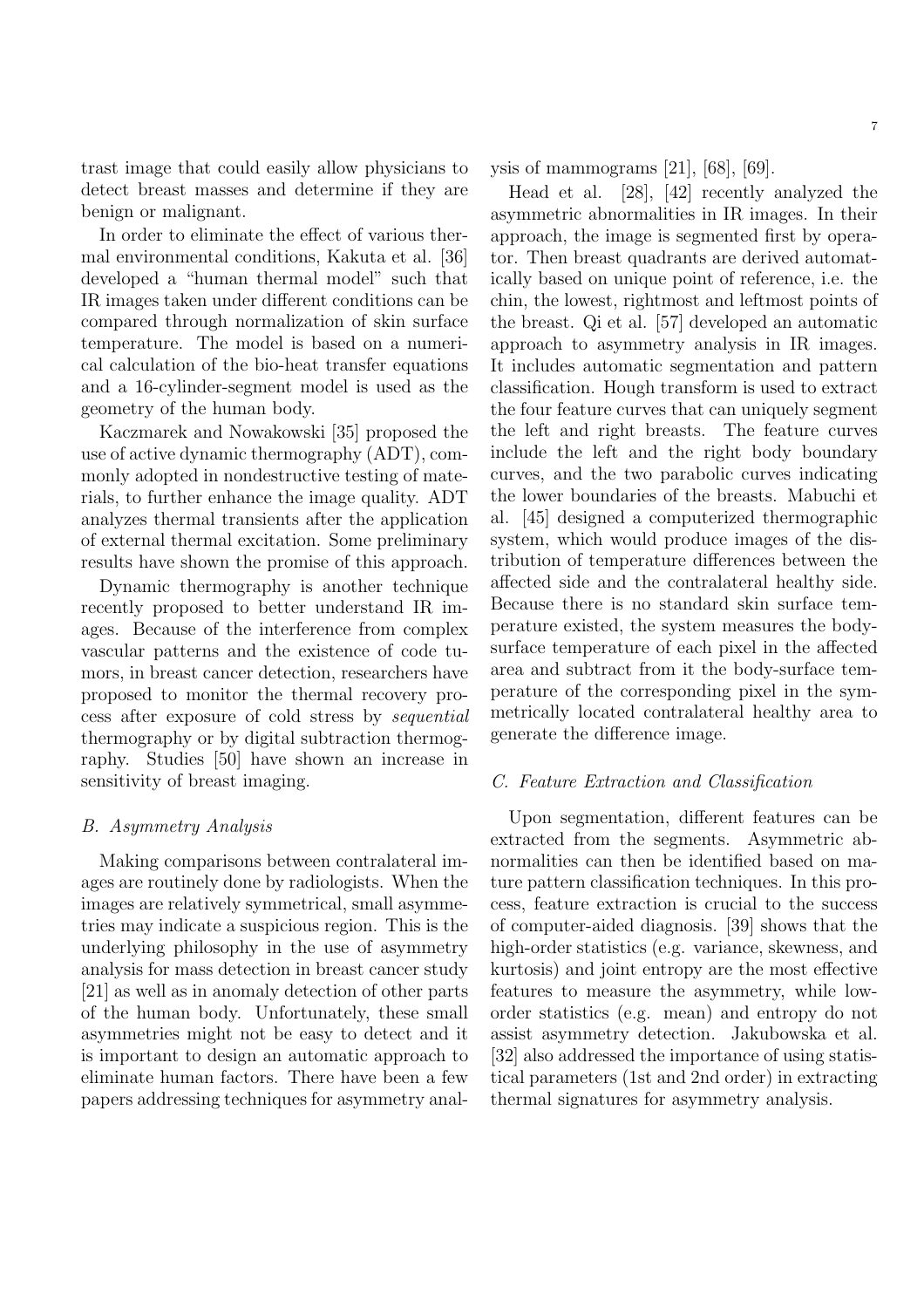trast image that could easily allow physicians to detect breast masses and determine if they are benign or malignant.

In order to eliminate the effect of various thermal environmental conditions, Kakuta et al. [36] developed a "human thermal model" such that IR images taken under different conditions can be compared through normalization of skin surface temperature. The model is based on a numerical calculation of the bio-heat transfer equations and a 16-cylinder-segment model is used as the geometry of the human body.

Kaczmarek and Nowakowski [35] proposed the use of active dynamic thermography (ADT), commonly adopted in nondestructive testing of materials, to further enhance the image quality. ADT analyzes thermal transients after the application of external thermal excitation. Some preliminary results have shown the promise of this approach.

Dynamic thermography is another technique recently proposed to better understand IR images. Because of the interference from complex vascular patterns and the existence of code tumors, in breast cancer detection, researchers have proposed to monitor the thermal recovery process after exposure of cold stress by *sequential* thermography or by digital subtraction thermography. Studies [50] have shown an increase in sensitivity of breast imaging.

### B. Asymmetry Analysis

Making comparisons between contralateral images are routinely done by radiologists. When the images are relatively symmetrical, small asymmetries may indicate a suspicious region. This is the underlying philosophy in the use of asymmetry analysis for mass detection in breast cancer study [21] as well as in anomaly detection of other parts of the human body. Unfortunately, these small asymmetries might not be easy to detect and it is important to design an automatic approach to eliminate human factors. There have been a few papers addressing techniques for asymmetry analysis of mammograms [21], [68], [69].

Head et al. [28], [42] recently analyzed the asymmetric abnormalities in IR images. In their approach, the image is segmented first by operator. Then breast quadrants are derived automatically based on unique point of reference, i.e. the chin, the lowest, rightmost and leftmost points of the breast. Qi et al. [57] developed an automatic approach to asymmetry analysis in IR images. It includes automatic segmentation and pattern classification. Hough transform is used to extract the four feature curves that can uniquely segment the left and right breasts. The feature curves include the left and the right body boundary curves, and the two parabolic curves indicating the lower boundaries of the breasts. Mabuchi et al. [45] designed a computerized thermographic system, which would produce images of the distribution of temperature differences between the affected side and the contralateral healthy side. Because there is no standard skin surface temperature existed, the system measures the body-surface temperature of each pixel in the affected area and subtract from it the body-surface temperature of the corresponding pixel in the symmetrically located contralateral healthy area to generate the difference image.

### C. Feature Extraction and Classification

Upon segmentation, different features can be extracted from the segments. Asymmetric abnormalities can then be identified based on mature pattern classification techniques. In this process, feature extraction is crucial to the success of computer-aided diagnosis. [39] shows that the high-order statistics (e.g. variance, skewness, and kurtosis) and joint entropy are the most effective features to measure the asymmetry, while low-order statistics (e.g. mean) and entropy do not assist asymmetry detection. Jakubowska et al. [32] also addressed the importance of using statistical parameters (1st and 2nd order) in extracting thermal signatures for asymmetry analysis.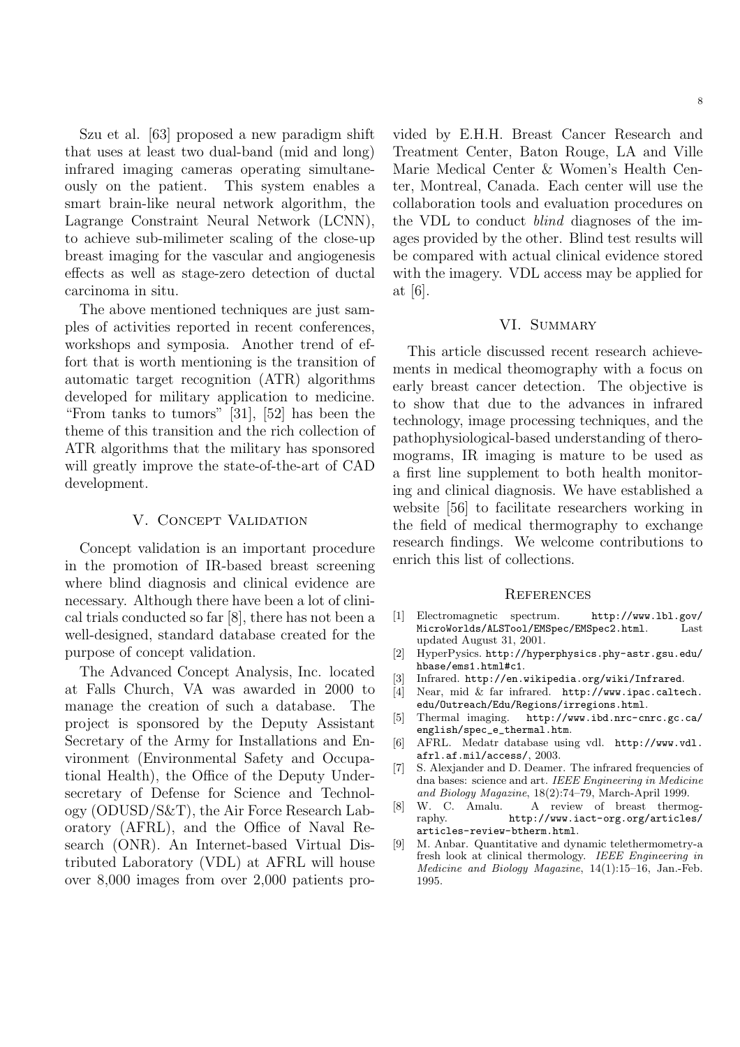Szu et al. [63] proposed a new paradigm shift that uses at least two dual-band (mid and long) infrared imaging cameras operating simultaneously on the patient. This system enables a smart brain-like neural network algorithm, the Lagrange Constraint Neural Network (LCNN), to achieve sub-milimeter scaling of the close-up breast imaging for the vascular and angiogenesis effects as well as stage-zero detection of ductal carcinoma in situ.

The above mentioned techniques are just samples of activities reported in recent conferences, workshops and symposia. Another trend of effort that is worth mentioning is the transition of automatic target recognition (ATR) algorithms developed for military application to medicine. "From tanks to tumors" [31], [52] has been the theme of this transition and the rich collection of ATR algorithms that the military has sponsored will greatly improve the state-of-the-art of CAD development.

## V. Concept Validation

Concept validation is an important procedure in the promotion of IR-based breast screening where blind diagnosis and clinical evidence are necessary. Although there have been a lot of clinical trials conducted so far [8], there has not been a well-designed, standard database created for the purpose of concept validation.

The Advanced Concept Analysis, Inc. located at Falls Church, VA was awarded in 2000 to manage the creation of such a database. The project is sponsored by the Deputy Assistant Secretary of the Army for Installations and Environment (Environmental Safety and Occupational Health), the Office of the Deputy Undersecretary of Defense for Science and Technology (ODUSD/S&T), the Air Force Research Laboratory (AFRL), and the Office of Naval Research (ONR). An Internet-based Virtual Distributed Laboratory (VDL) at AFRL will house over 8,000 images from over 2,000 patients provided by E.H.H. Breast Cancer Research and Treatment Center, Baton Rouge, LA and Ville Marie Medical Center & Women's Health Center, Montreal, Canada. Each center will use the collaboration tools and evaluation procedures on the VDL to conduct *blind* diagnoses of the images provided by the other. Blind test results will be compared with actual clinical evidence stored with the imagery. VDL access may be applied for at [6].

## VI. Summary

This article discussed recent research achievements in medical theomography with a focus on early breast cancer detection. The objective is to show that due to the advances in infrared technology, image processing techniques, and the pathophysiological-based understanding of theromograms, IR imaging is mature to be used as a first line supplement to both health monitoring and clinical diagnosis. We have established a website [56] to facilitate researchers working in the field of medical thermography to exchange research findings. We welcome contributions to enrich this list of collections.

## References

[1] Electromagnetic spectrum. `http://www.lbl.gov/MicroWorlds/ALSTool/EMSpec/EMSpec2.html`. Last updated August 31, 2001.

[2] HyperPysics. `http://hyperphysics.phy-astr.gsu.edu/hbase/ems1.html#c1`.

[3] Infrared. `http://en.wikipedia.org/wiki/Infrared`.

[4] Near, mid & far infrared. `http://www.ipac.caltech.edu/Outreach/Edu/Regions/irregions.html`.

[5] Thermal imaging. `http://www.ibd.nrc-cnrc.gc.ca/english/spec_e_thermal.htm`.

[6] AFRL. Medatr database using vdl. `http://www.vdl.afrl.af.mil/access/`, 2003.

[7] S. Alexjander and D. Deamer. The infrared frequencies of dna bases: science and art. *IEEE Engineering in Medicine and Biology Magazine*, 18(2):74–79, March-April 1999.

[8] W. C. Amalu. A review of breast thermography. `http://www.iact-org.org/articles/articles-review-btherm.html`.

[9] M. Anbar. Quantitative and dynamic telethermometry-a fresh look at clinical thermology. *IEEE Engineering in Medicine and Biology Magazine*, 14(1):15–16, Jan.-Feb. 1995.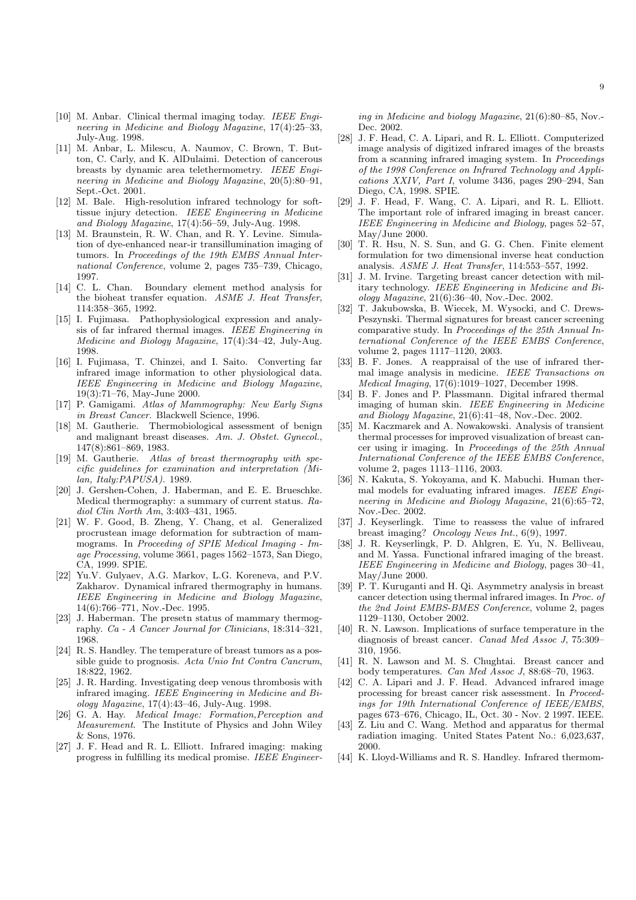[10] M. Anbar. Clinical thermal imaging today. *IEEE Engineering in Medicine and Biology Magazine*, 17(4):25–33, July-Aug. 1998.

[11] M. Anbar, L. Milescu, A. Naumov, C. Brown, T. Button, C. Carly, and K. AlDulaimi. Detection of cancerous breasts by dynamic area telethermometry. *IEEE Engineering in Medicine and Biology Magazine*, 20(5):80–91, Sept.-Oct. 2001.

[12] M. Bale. High-resolution infrared technology for soft-tissue injury detection. *IEEE Engineering in Medicine and Biology Magazine*, 17(4):56–59, July-Aug. 1998.

[13] M. Braunstein, R. W. Chan, and R. Y. Levine. Simulation of dye-enhanced near-ir transillumination imaging of tumors. In *Proceedings of the 19th EMBS Annual International Conference*, volume 2, pages 735–739, Chicago, 1997.

[14] C. L. Chan. Boundary element method analysis for the bioheat transfer equation. *ASME J. Heat Transfer*, 114:358–365, 1992.

[15] I. Fujimasa. Pathophysiological expression and analysis of far infrared thermal images. *IEEE Engineering in Medicine and Biology Magazine*, 17(4):34–42, July-Aug. 1998.

[16] I. Fujimasa, T. Chinzei, and I. Saito. Converting far infrared image information to other physiological data. *IEEE Engineering in Medicine and Biology Magazine*, 19(3):71–76, May-June 2000.

[17] P. Gamigami. *Atlas of Mammography: New Early Signs in Breast Cancer*. Blackwell Science, 1996.

[18] M. Gautherie. Thermobiological assessment of benign and malignant breast diseases. *Am. J. Obstet. Gynecol.*, 147(8):861–869, 1983.

[19] M. Gautherie. *Atlas of breast thermography with specific guidelines for examination and interpretation (Milan, Italy:PAPUSA)*. 1989.

[20] J. Gershen-Cohen, J. Haberman, and E. E. Brueschke. Medical thermography: a summary of current status. *Radiol Clin North Am*, 3:403–431, 1965.

[21] W. F. Good, B. Zheng, Y. Chang, et al. Generalized procrustean image deformation for subtraction of mammograms. In *Proceeding of SPIE Medical Imaging - Image Processing*, volume 3661, pages 1562–1573, San Diego, CA, 1999. SPIE.

[22] Yu.V. Gulyaev, A.G. Markov, L.G. Koreneva, and P.V. Zakharov. Dynamical infrared thermography in humans. *IEEE Engineering in Medicine and Biology Magazine*, 14(6):766–771, Nov.-Dec. 1995.

[23] J. Haberman. The presetn status of mammary thermography. *Ca - A Cancer Journal for Clinicians*, 18:314–321, 1968.

[24] R. S. Handley. The temperature of breast tumors as a possible guide to prognosis. *Acta Unio Int Contra Cancrum*, 18:822, 1962.

[25] J. R. Harding. Investigating deep venous thrombosis with infrared imaging. *IEEE Engineering in Medicine and Biology Magazine*, 17(4):43–46, July-Aug. 1998.

[26] G. A. Hay. *Medical Image: Formation,Perception and Measurement*. The Institute of Physics and John Wiley & Sons, 1976.

[27] J. F. Head and R. L. Elliott. Infrared imaging: making progress in fulfilling its medical promise. *IEEE Engineering in Medicine and biology Magazine*, 21(6):80–85, Nov.-Dec. 2002.

[28] J. F. Head, C. A. Lipari, and R. L. Elliott. Computerized image analysis of digitized infrared images of the breasts from a scanning infrared imaging system. In *Proceedings of the 1998 Conference on Infrared Technology and Applications XXIV, Part I*, volume 3436, pages 290–294, San Diego, CA, 1998. SPIE.

[29] J. F. Head, F. Wang, C. A. Lipari, and R. L. Elliott. The important role of infrared imaging in breast cancer. *IEEE Engineering in Medicine and Biology*, pages 52–57, May/June 2000.

[30] T. R. Hsu, N. S. Sun, and G. G. Chen. Finite element formulation for two dimensional inverse heat conduction analysis. *ASME J. Heat Transfer*, 114:553–557, 1992.

[31] J. M. Irvine. Targeting breast cancer detection with military technology. *IEEE Engineering in Medicine and Biology Magazine*, 21(6):36–40, Nov.-Dec. 2002.

[32] T. Jakubowska, B. Wiecek, M. Wysocki, and C. Drews-Peszynski. Thermal signatures for breast cancer screening comparative study. In *Proceedings of the 25th Annual International Conference of the IEEE EMBS Conference*, volume 2, pages 1117–1120, 2003.

[33] B. F. Jones. A reappraisal of the use of infrared thermal image analysis in medicine. *IEEE Transactions on Medical Imaging*, 17(6):1019–1027, December 1998.

[34] B. F. Jones and P. Plassmann. Digital infrared thermal imaging of human skin. *IEEE Engineering in Medicine and Biology Magazine*, 21(6):41–48, Nov.-Dec. 2002.

[35] M. Kaczmarek and A. Nowakowski. Analysis of transient thermal processes for improved visualization of breast cancer using ir imaging. In *Proceedings of the 25th Annual International Conference of the IEEE EMBS Conference*, volume 2, pages 1113–1116, 2003.

[36] N. Kakuta, S. Yokoyama, and K. Mabuchi. Human thermal models for evaluating infrared images. *IEEE Engineering in Medicine and Biology Magazine*, 21(6):65–72, Nov.-Dec. 2002.

[37] J. Keyserlingk. Time to reassess the value of infrared breast imaging? *Oncology News Int.*, 6(9), 1997.

[38] J. R. Keyserlingk, P. D. Ahlgren, E. Yu, N. Belliveau, and M. Yassa. Functional infrared imaging of the breast. *IEEE Engineering in Medicine and Biology*, pages 30–41, May/June 2000.

[39] P. T. Kuruganti and H. Qi. Asymmetry analysis in breast cancer detection using thermal infrared images. In *Proc. of the 2nd Joint EMBS-BMES Conference*, volume 2, pages 1129–1130, October 2002.

[40] R. N. Lawson. Implications of surface temperature in the diagnosis of breast cancer. *Canad Med Assoc J*, 75:309–310, 1956.

[41] R. N. Lawson and M. S. Chughtai. Breast cancer and body temperatures. *Can Med Assoc J*, 88:68–70, 1963.

[42] C. A. Lipari and J. F. Head. Advanced infrared image processing for breast cancer risk assessment. In *Proceedings for 19th International Conference of IEEE/EMBS*, pages 673–676, Chicago, IL, Oct. 30 - Nov. 2 1997. IEEE.

[43] Z. Liu and C. Wang. Method and apparatus for thermal radiation imaging. United States Patent No.: 6,023,637, 2000.

[44] K. Lloyd-Williams and R. S. Handley. Infrared thermom-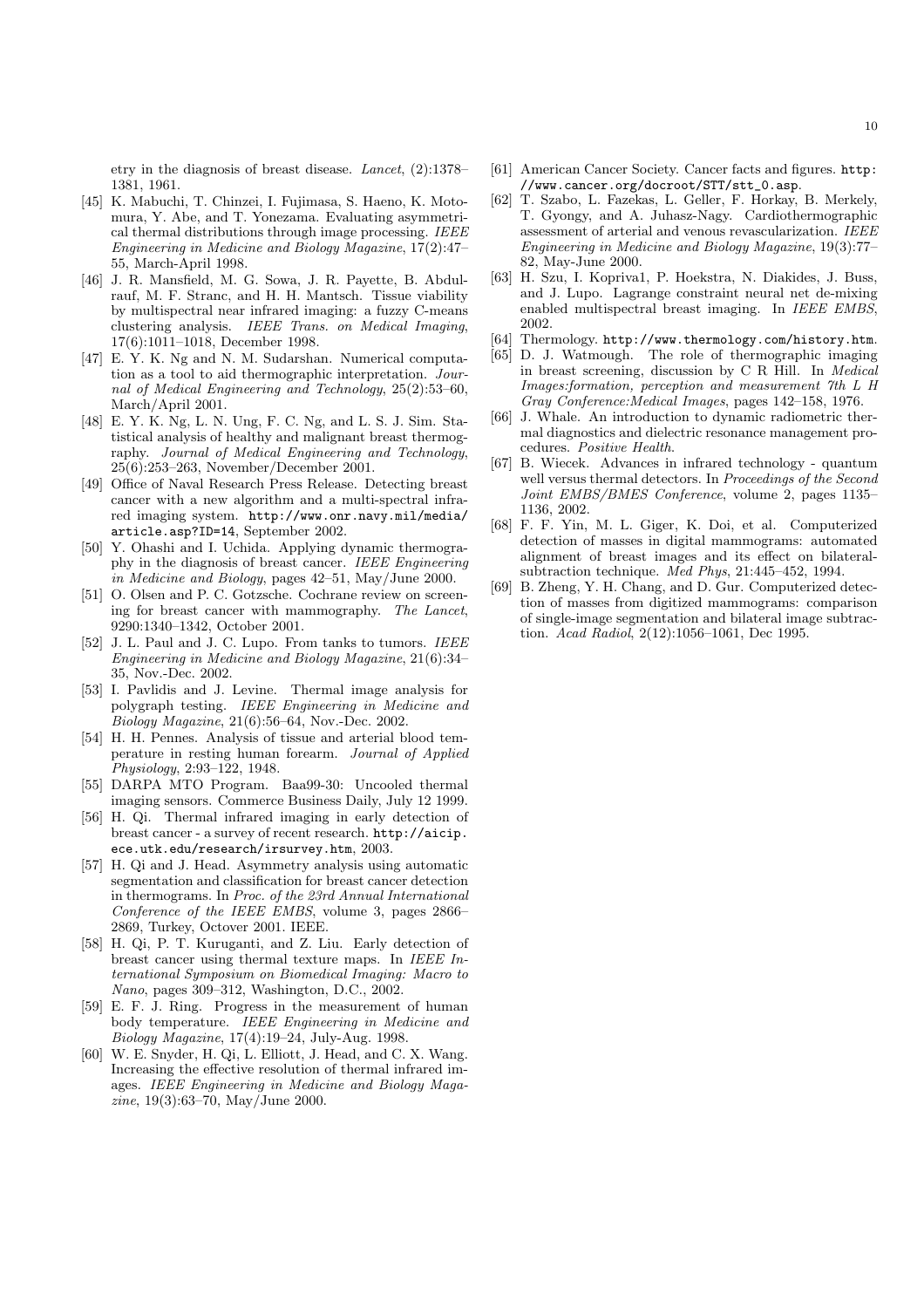etry in the diagnosis of breast disease. *Lancet*, (2):1378–1381, 1961.

[45] K. Mabuchi, T. Chinzei, I. Fujimasa, S. Haeno, K. Motomura, Y. Abe, and T. Yonezama. Evaluating asymmetrical thermal distributions through image processing. *IEEE Engineering in Medicine and Biology Magazine*, 17(2):47–55, March-April 1998.

[46] J. R. Mansfield, M. G. Sowa, J. R. Payette, B. Abdulrauf, M. F. Stranc, and H. H. Mantsch. Tissue viability by multispectral near infrared imaging: a fuzzy C-means clustering analysis. *IEEE Trans. on Medical Imaging*, 17(6):1011–1018, December 1998.

[47] E. Y. K. Ng and N. M. Sudarshan. Numerical computation as a tool to aid thermographic interpretation. *Journal of Medical Engineering and Technology*, 25(2):53–60, March/April 2001.

[48] E. Y. K. Ng, L. N. Ung, F. C. Ng, and L. S. J. Sim. Statistical analysis of healthy and malignant breast thermography. *Journal of Medical Engineering and Technology*, 25(6):253–263, November/December 2001.

[49] Office of Naval Research Press Release. Detecting breast cancer with a new algorithm and a multi-spectral infrared imaging system. `http://www.onr.navy.mil/media/article.asp?ID=14`, September 2002.

[50] Y. Ohashi and I. Uchida. Applying dynamic thermography in the diagnosis of breast cancer. *IEEE Engineering in Medicine and Biology*, pages 42–51, May/June 2000.

[51] O. Olsen and P. C. Gotzsche. Cochrane review on screening for breast cancer with mammography. *The Lancet*, 9290:1340–1342, October 2001.

[52] J. L. Paul and J. C. Lupo. From tanks to tumors. *IEEE Engineering in Medicine and Biology Magazine*, 21(6):34–35, Nov.-Dec. 2002.

[53] I. Pavlidis and J. Levine. Thermal image analysis for polygraph testing. *IEEE Engineering in Medicine and Biology Magazine*, 21(6):56–64, Nov.-Dec. 2002.

[54] H. H. Pennes. Analysis of tissue and arterial blood temperature in resting human forearm. *Journal of Applied Physiology*, 2:93–122, 1948.

[55] DARPA MTO Program. Baa99-30: Uncooled thermal imaging sensors. Commerce Business Daily, July 12 1999.

[56] H. Qi. Thermal infrared imaging in early detection of breast cancer - a survey of recent research. `http://aicip.ece.utk.edu/research/irsurvey.htm`, 2003.

[57] H. Qi and J. Head. Asymmetry analysis using automatic segmentation and classification for breast cancer detection in thermograms. In *Proc. of the 23rd Annual International Conference of the IEEE EMBS*, volume 3, pages 2866–2869, Turkey, Octover 2001. IEEE.

[58] H. Qi, P. T. Kuruganti, and Z. Liu. Early detection of breast cancer using thermal texture maps. In *IEEE International Symposium on Biomedical Imaging: Macro to Nano*, pages 309–312, Washington, D.C., 2002.

[59] E. F. J. Ring. Progress in the measurement of human body temperature. *IEEE Engineering in Medicine and Biology Magazine*, 17(4):19–24, July-Aug. 1998.

[60] W. E. Snyder, H. Qi, L. Elliott, J. Head, and C. X. Wang. Increasing the effective resolution of thermal infrared images. *IEEE Engineering in Medicine and Biology Magazine*, 19(3):63–70, May/June 2000.

[61] American Cancer Society. Cancer facts and figures. `http://www.cancer.org/docroot/STT/stt_0.asp`.

[62] T. Szabo, L. Fazekas, L. Geller, F. Horkay, B. Merkely, T. Gyongy, and A. Juhasz-Nagy. Cardiothermographic assessment of arterial and venous revascularization. *IEEE Engineering in Medicine and Biology Magazine*, 19(3):77–82, May-June 2000.

[63] H. Szu, I. Kopriva1, P. Hoekstra, N. Diakides, J. Buss, and J. Lupo. Lagrange constraint neural net de-mixing enabled multispectral breast imaging. In *IEEE EMBS*, 2002.

[64] Thermology. `http://www.thermology.com/history.htm`.

[65] D. J. Watmough. The role of thermographic imaging in breast screening, discussion by C R Hill. In *Medical Images:formation, perception and measurement 7th L H Gray Conference:Medical Images*, pages 142–158, 1976.

[66] J. Whale. An introduction to dynamic radiometric thermal diagnostics and dielectric resonance management procedures. *Positive Health*.

[67] B. Wiecek. Advances in infrared technology - quantum well versus thermal detectors. In *Proceedings of the Second Joint EMBS/BMES Conference*, volume 2, pages 1135–1136, 2002.

[68] F. F. Yin, M. L. Giger, K. Doi, et al. Computerized detection of masses in digital mammograms: automated alignment of breast images and its effect on bilateral-subtraction technique. *Med Phys*, 21:445–452, 1994.

[69] B. Zheng, Y. H. Chang, and D. Gur. Computerized detection of masses from digitized mammograms: comparison of single-image segmentation and bilateral image subtraction. *Acad Radiol*, 2(12):1056–1061, Dec 1995.